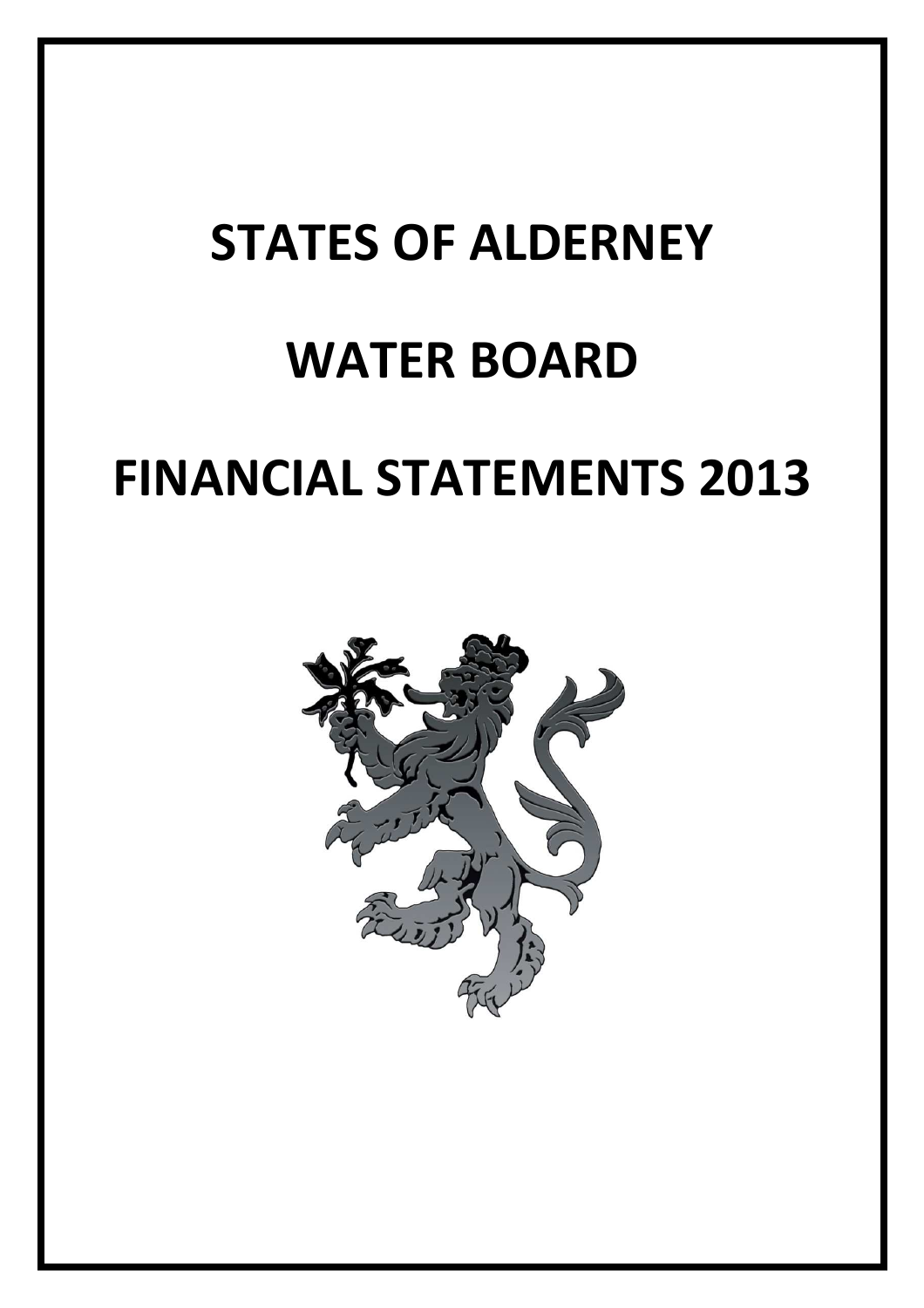# STATES OF ALDERNEY

# WATER BOARD

# FINANCIAL STATEMENTS 2013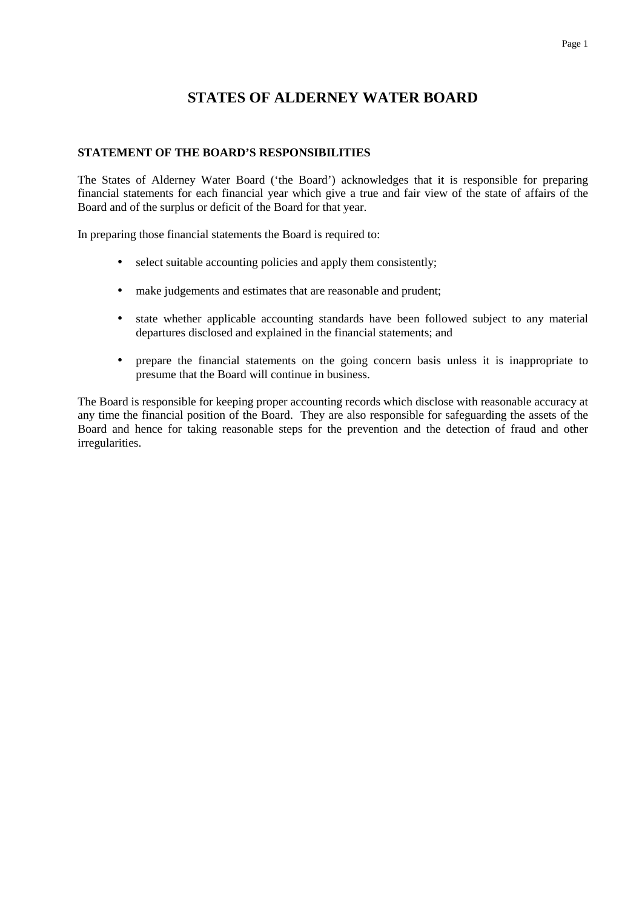# STATES OF ALDERNEY WATER BOARD

## STATEMENT OF THE BOARD'S RESPONSIBILITIES

The States of Alderney Water Board ('the Board') acknowledges that it is responsible for preparing financial statements for each financial year which give a true and fair view of the state of affairs of the Board and of the surplus or deficit of the Board for that year.

In preparing those financial statements the Board is required to:

- select suitable accounting policies and apply them consistently;
- make judgements and estimates that are reasonable and prudent;
- state whether applicable accounting standards have been followed subject to any material departures disclosed and explained in the financial statements; and
- prepare the financial statements on the going concern basis unless it is inappropriate to presume that the Board will continue in business.

The Board is responsible for keeping proper accounting records which disclose with reasonable accuracy at any time the financial position of the Board. They are also responsible for safeguarding the assets of the Board and hence for taking reasonable steps for the prevention and the detection of fraud and other irregularities.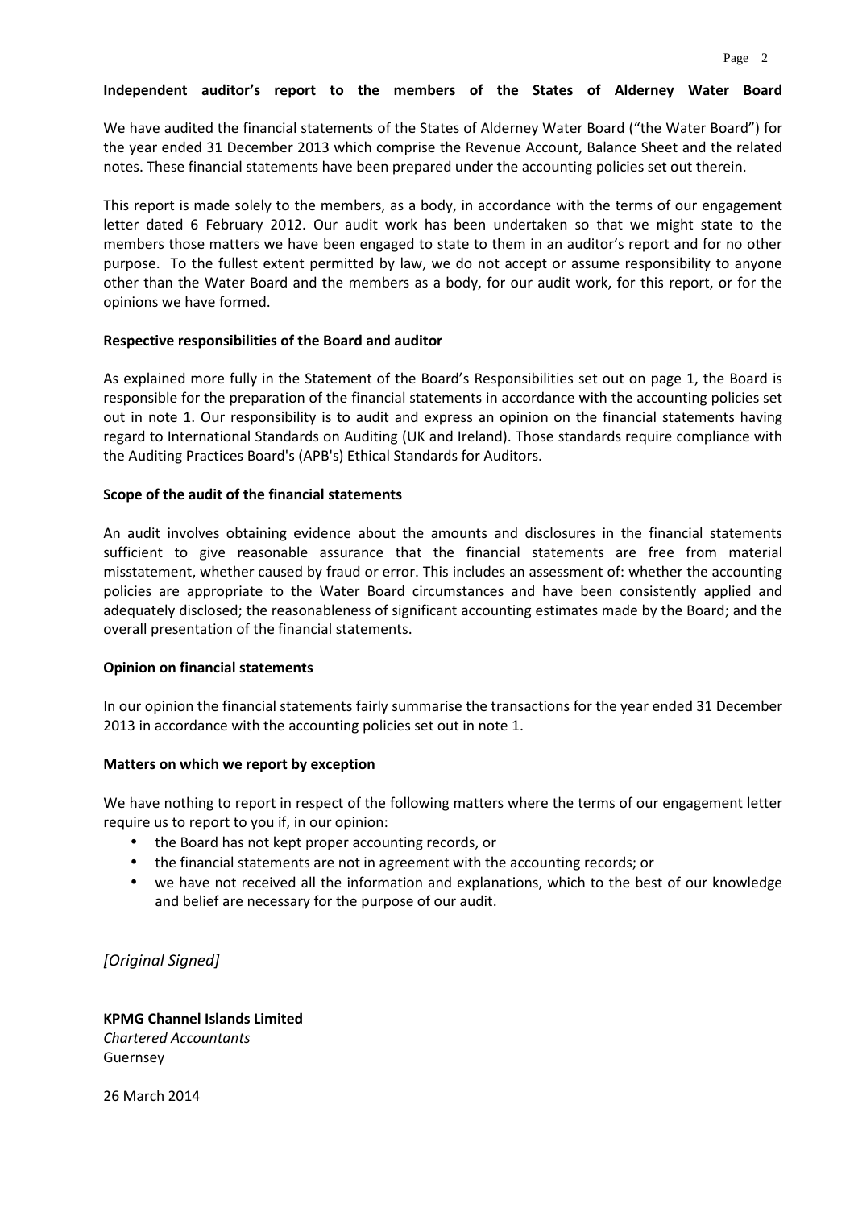## Independent auditor's report to the members of the States of Alderney Water Board

We have audited the financial statements of the States of Alderney Water Board ("the Water Board") for the year ended 31 December 2013 which comprise the Revenue Account, Balance Sheet and the related notes. These financial statements have been prepared under the accounting policies set out therein.

This report is made solely to the members, as a body, in accordance with the terms of our engagement letter dated 6 February 2012. Our audit work has been undertaken so that we might state to the members those matters we have been engaged to state to them in an auditor's report and for no other purpose. To the fullest extent permitted by law, we do not accept or assume responsibility to anyone other than the Water Board and the members as a body, for our audit work, for this report, or for the opinions we have formed.

### Respective responsibilities of the Board and auditor

As explained more fully in the Statement of the Board's Responsibilities set out on page 1, the Board is responsible for the preparation of the financial statements in accordance with the accounting policies set out in note 1. Our responsibility is to audit and express an opinion on the financial statements having regard to International Standards on Auditing (UK and Ireland). Those standards require compliance with the Auditing Practices Board's (APB's) Ethical Standards for Auditors.

### Scope of the audit of the financial statements

An audit involves obtaining evidence about the amounts and disclosures in the financial statements sufficient to give reasonable assurance that the financial statements are free from material misstatement, whether caused by fraud or error. This includes an assessment of: whether the accounting policies are appropriate to the Water Board circumstances and have been consistently applied and adequately disclosed; the reasonableness of significant accounting estimates made by the Board; and the overall presentation of the financial statements.

### Opinion on financial statements

In our opinion the financial statements fairly summarise the transactions for the year ended 31 December 2013 in accordance with the accounting policies set out in note 1.

### Matters on which we report by exception

We have nothing to report in respect of the following matters where the terms of our engagement letter require us to report to you if, in our opinion:

- the Board has not kept proper accounting records, or
- the financial statements are not in agreement with the accounting records; or
- we have not received all the information and explanations, which to the best of our knowledge and belief are necessary for the purpose of our audit.

*[Original Signed]*

**KPMG Channel Islands Limited**
*Chartered Accountants*
Guernsey

26 March 2014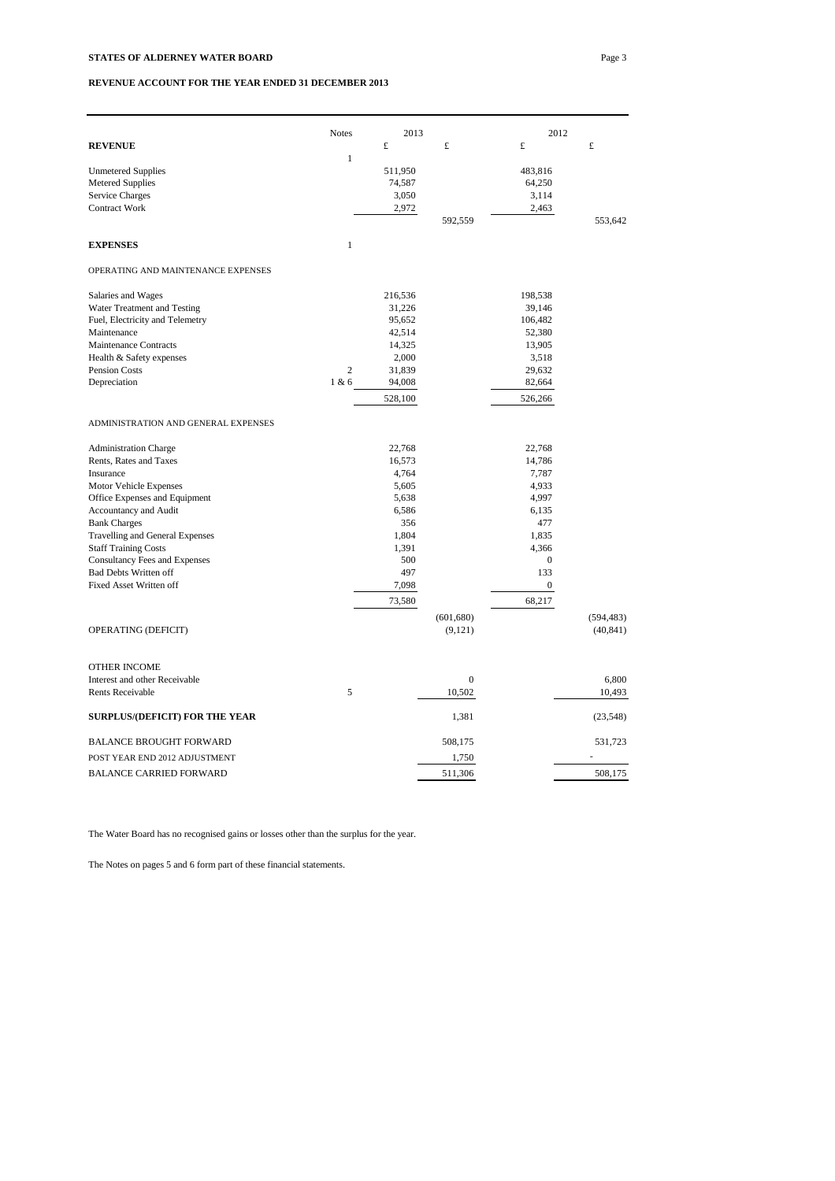**STATES OF ALDERNEY WATER BOARD**

**REVENUE ACCOUNT FOR THE YEAR ENDED 31 DECEMBER 2013**

| | Notes | 2013 £ | 2013 £ | 2012 £ | 2012 £ |
|---|---|---|---|---|---|
| **REVENUE** | 1 | | | | |
| Unmetered Supplies | | 511,950 | | 483,816 | |
| Metered Supplies | | 74,587 | | 64,250 | |
| Service Charges | | 3,050 | | 3,114 | |
| Contract Work | | 2,972 | | 2,463 | |
| | | | 592,559 | | 553,642 |
| **EXPENSES** | 1 | | | | |
| OPERATING AND MAINTENANCE EXPENSES | | | | | |
| Salaries and Wages | | 216,536 | | 198,538 | |
| Water Treatment and Testing | | 31,226 | | 39,146 | |
| Fuel, Electricity and Telemetry | | 95,652 | | 106,482 | |
| Maintenance | | 42,514 | | 52,380 | |
| Maintenance Contracts | | 14,325 | | 13,905 | |
| Health & Safety expenses | | 2,000 | | 3,518 | |
| Pension Costs | 2 | 31,839 | | 29,632 | |
| Depreciation | 1 & 6 | 94,008 | | 82,664 | |
| | | 528,100 | | 526,266 | |
| ADMINISTRATION AND GENERAL EXPENSES | | | | | |
| Administration Charge | | 22,768 | | 22,768 | |
| Rents, Rates and Taxes | | 16,573 | | 14,786 | |
| Insurance | | 4,764 | | 7,787 | |
| Motor Vehicle Expenses | | 5,605 | | 4,933 | |
| Office Expenses and Equipment | | 5,638 | | 4,997 | |
| Accountancy and Audit | | 6,586 | | 6,135 | |
| Bank Charges | | 356 | | 477 | |
| Travelling and General Expenses | | 1,804 | | 1,835 | |
| Staff Training Costs | | 1,391 | | 4,366 | |
| Consultancy Fees and Expenses | | 500 | | 0 | |
| Bad Debts Written off | | 497 | | 133 | |
| Fixed Asset Written off | | 7,098 | | 0 | |
| | | 73,580 | | 68,217 | |
| | | | (601,680) | | (594,483) |
| OPERATING (DEFICIT) | | | (9,121) | | (40,841) |
| OTHER INCOME | | | | | |
| Interest and other Receivable | | | 0 | | 6,800 |
| Rents Receivable | 5 | | 10,502 | | 10,493 |
| **SURPLUS/(DEFICIT) FOR THE YEAR** | | | 1,381 | | (23,548) |
| BALANCE BROUGHT FORWARD | | | 508,175 | | 531,723 |
| POST YEAR END 2012 ADJUSTMENT | | | 1,750 | | - |
| BALANCE CARRIED FORWARD | | | 511,306 | | 508,175 |

The Water Board has no recognised gains or losses other than the surplus for the year.

The Notes on pages 5 and 6 form part of these financial statements.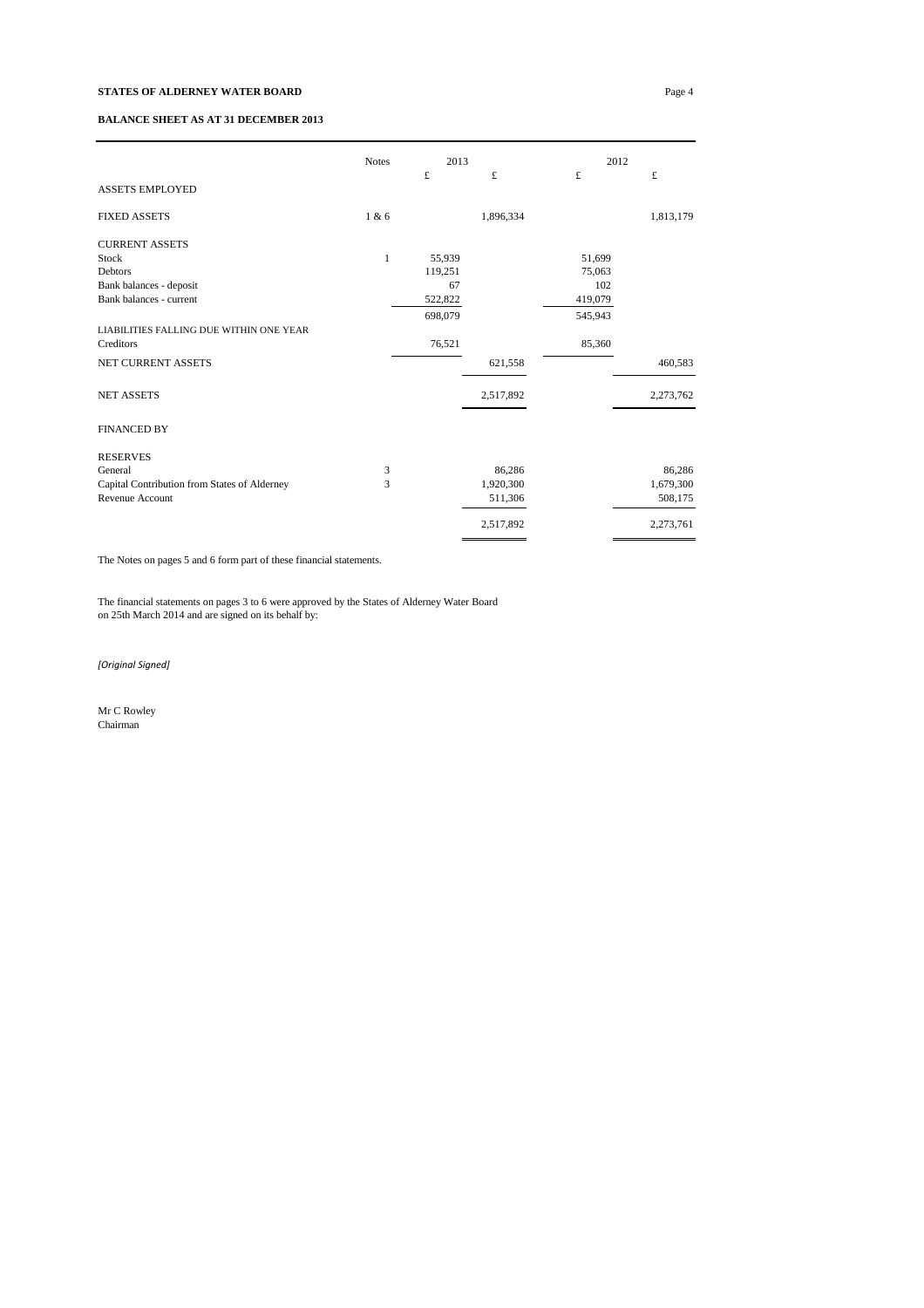**STATES OF ALDERNEY WATER BOARD**

**BALANCE SHEET AS AT 31 DECEMBER 2013**

| | Notes | 2013 | | 2012 | |
|---|---|---|---|---|---|
| | | £ | £ | £ | £ |
| ASSETS EMPLOYED | | | | | |
| FIXED ASSETS | 1 & 6 | | 1,896,334 | | 1,813,179 |
| CURRENT ASSETS | | | | | |
| Stock | 1 | 55,939 | | 51,699 | |
| Debtors | | 119,251 | | 75,063 | |
| Bank balances - deposit | | 67 | | 102 | |
| Bank balances - current | | 522,822 | | 419,079 | |
| | | 698,079 | | 545,943 | |
| LIABILITIES FALLING DUE WITHIN ONE YEAR | | | | | |
| Creditors | | 76,521 | | 85,360 | |
| NET CURRENT ASSETS | | | 621,558 | | 460,583 |
| NET ASSETS | | | 2,517,892 | | 2,273,762 |
| FINANCED BY | | | | | |
| RESERVES | | | | | |
| General | 3 | | 86,286 | | 86,286 |
| Capital Contribution from States of Alderney | 3 | | 1,920,300 | | 1,679,300 |
| Revenue Account | | | 511,306 | | 508,175 |
| | | | 2,517,892 | | 2,273,761 |

The Notes on pages 5 and 6 form part of these financial statements.

The financial statements on pages 3 to 6 were approved by the States of Alderney Water Board on 25th March 2014 and are signed on its behalf by:

*[Original Signed]*

Mr C Rowley
Chairman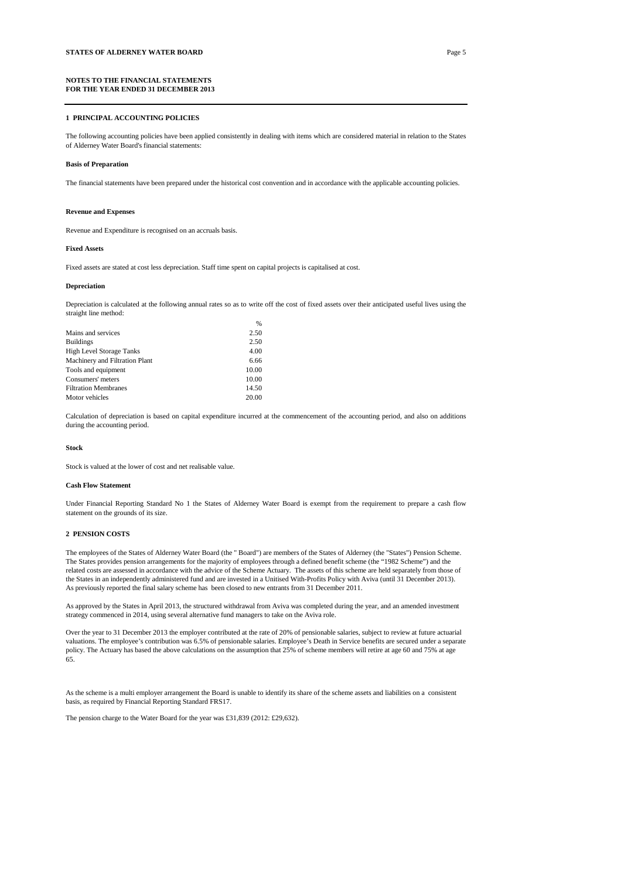**NOTES TO THE FINANCIAL STATEMENTS**
**FOR THE YEAR ENDED 31 DECEMBER 2013**

## 1 PRINCIPAL ACCOUNTING POLICIES

The following accounting policies have been applied consistently in dealing with items which are considered material in relation to the States of Alderney Water Board's financial statements:

### Basis of Preparation

The financial statements have been prepared under the historical cost convention and in accordance with the applicable accounting policies.

### Revenue and Expenses

Revenue and Expenditure is recognised on an accruals basis.

### Fixed Assets

Fixed assets are stated at cost less depreciation. Staff time spent on capital projects is capitalised at cost.

### Depreciation

Depreciation is calculated at the following annual rates so as to write off the cost of fixed assets over their anticipated useful lives using the straight line method:

| | % |
|---|---|
| Mains and services | 2.50 |
| Buildings | 2.50 |
| High Level Storage Tanks | 4.00 |
| Machinery and Filtration Plant | 6.66 |
| Tools and equipment | 10.00 |
| Consumers' meters | 10.00 |
| Filtration Membranes | 14.50 |
| Motor vehicles | 20.00 |

Calculation of depreciation is based on capital expenditure incurred at the commencement of the accounting period, and also on additions during the accounting period.

### Stock

Stock is valued at the lower of cost and net realisable value.

### Cash Flow Statement

Under Financial Reporting Standard No 1 the States of Alderney Water Board is exempt from the requirement to prepare a cash flow statement on the grounds of its size.

## 2 PENSION COSTS

The employees of the States of Alderney Water Board (the " Board") are members of the States of Alderney (the "States") Pension Scheme. The States provides pension arrangements for the majority of employees through a defined benefit scheme (the "1982 Scheme") and the related costs are assessed in accordance with the advice of the Scheme Actuary. The assets of this scheme are held separately from those of the States in an independently administered fund and are invested in a Unitised With-Profits Policy with Aviva (until 31 December 2013). As previously reported the final salary scheme has been closed to new entrants from 31 December 2011.

As approved by the States in April 2013, the structured withdrawal from Aviva was completed during the year, and an amended investment strategy commenced in 2014, using several alternative fund managers to take on the Aviva role.

Over the year to 31 December 2013 the employer contributed at the rate of 20% of pensionable salaries, subject to review at future actuarial valuations. The employee's contribution was 6.5% of pensionable salaries. Employee's Death in Service benefits are secured under a separate policy. The Actuary has based the above calculations on the assumption that 25% of scheme members will retire at age 60 and 75% at age 65.

As the scheme is a multi employer arrangement the Board is unable to identify its share of the scheme assets and liabilities on a consistent basis, as required by Financial Reporting Standard FRS17.

The pension charge to the Water Board for the year was £31,839 (2012: £29,632).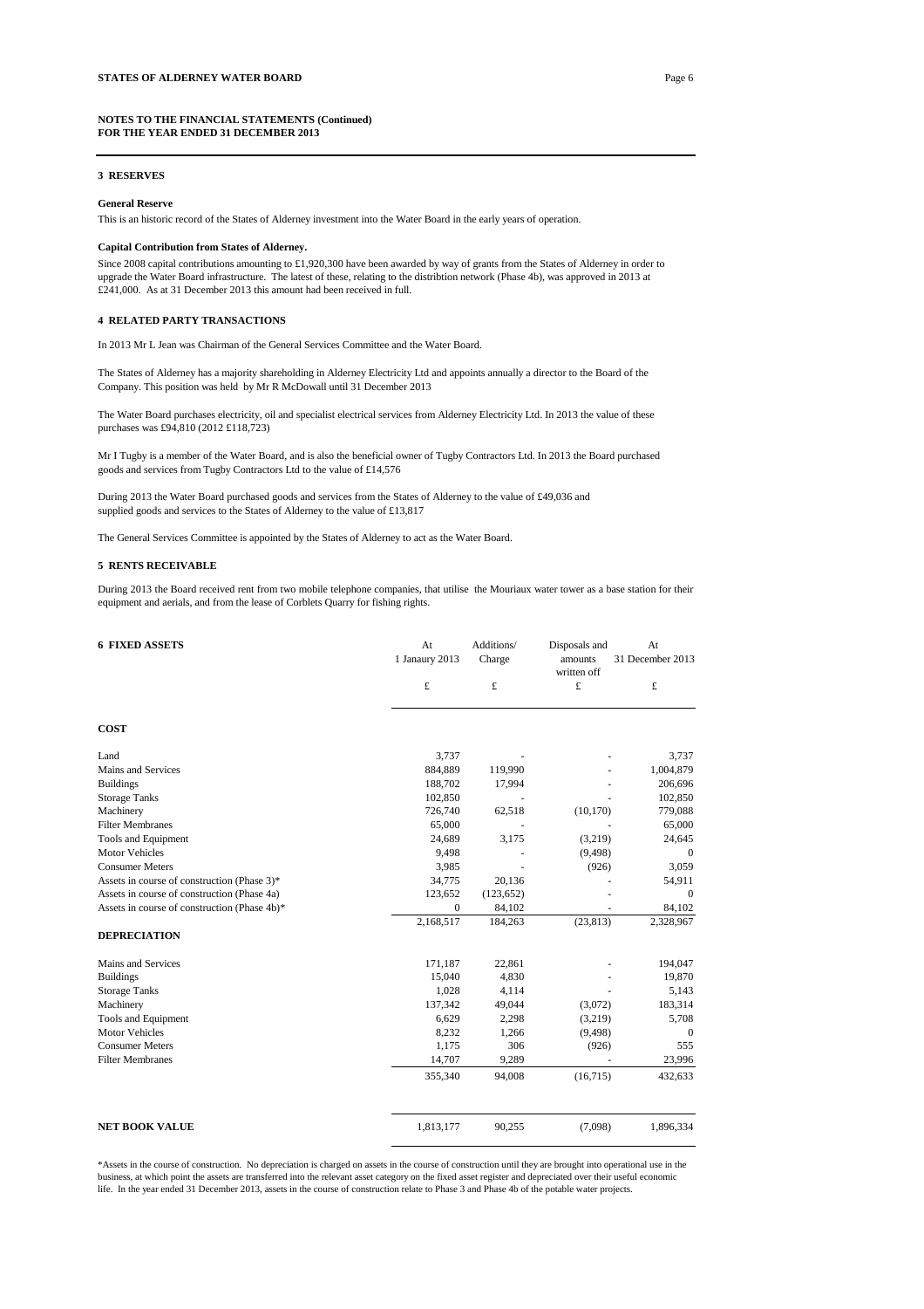**NOTES TO THE FINANCIAL STATEMENTS (Continued)**
**FOR THE YEAR ENDED 31 DECEMBER 2013**

## 3 RESERVES

**General Reserve**

This is an historic record of the States of Alderney investment into the Water Board in the early years of operation.

**Capital Contribution from States of Alderney.**

Since 2008 capital contributions amounting to £1,920,300 have been awarded by way of grants from the States of Alderney in order to upgrade the Water Board infrastructure. The latest of these, relating to the distribtion network (Phase 4b), was approved in 2013 at £241,000. As at 31 December 2013 this amount had been received in full.

## 4 RELATED PARTY TRANSACTIONS

In 2013 Mr L Jean was Chairman of the General Services Committee and the Water Board.

The States of Alderney has a majority shareholding in Alderney Electricity Ltd and appoints annually a director to the Board of the Company. This position was held by Mr R McDowall until 31 December 2013

The Water Board purchases electricity, oil and specialist electrical services from Alderney Electricity Ltd. In 2013 the value of these purchases was £94,810 (2012 £118,723)

Mr I Tugby is a member of the Water Board, and is also the beneficial owner of Tugby Contractors Ltd. In 2013 the Board purchased goods and services from Tugby Contractors Ltd to the value of £14,576

During 2013 the Water Board purchased goods and services from the States of Alderney to the value of £49,036 and supplied goods and services to the States of Alderney to the value of £13,817

The General Services Committee is appointed by the States of Alderney to act as the Water Board.

## 5 RENTS RECEIVABLE

During 2013 the Board received rent from two mobile telephone companies, that utilise the Mouriaux water tower as a base station for their equipment and aerials, and from the lease of Corblets Quarry for fishing rights.

## 6 FIXED ASSETS

| | At 1 Janaury 2013 | Additions/ Charge | Disposals and amounts written off | At 31 December 2013 |
|---|---|---|---|---|
| | £ | £ | £ | £ |
| **COST** | | | | |
| Land | 3,737 | - | - | 3,737 |
| Mains and Services | 884,889 | 119,990 | - | 1,004,879 |
| Buildings | 188,702 | 17,994 | - | 206,696 |
| Storage Tanks | 102,850 | - | - | 102,850 |
| Machinery | 726,740 | 62,518 | (10,170) | 779,088 |
| Filter Membranes | 65,000 | - | - | 65,000 |
| Tools and Equipment | 24,689 | 3,175 | (3,219) | 24,645 |
| Motor Vehicles | 9,498 | - | (9,498) | 0 |
| Consumer Meters | 3,985 | - | (926) | 3,059 |
| Assets in course of construction (Phase 3)* | 34,775 | 20,136 | - | 54,911 |
| Assets in course of construction (Phase 4a) | 123,652 | (123,652) | - | 0 |
| Assets in course of construction (Phase 4b)* | 0 | 84,102 | - | 84,102 |
| | 2,168,517 | 184,263 | (23,813) | 2,328,967 |
| **DEPRECIATION** | | | | |
| Mains and Services | 171,187 | 22,861 | - | 194,047 |
| Buildings | 15,040 | 4,830 | - | 19,870 |
| Storage Tanks | 1,028 | 4,114 | - | 5,143 |
| Machinery | 137,342 | 49,044 | (3,072) | 183,314 |
| Tools and Equipment | 6,629 | 2,298 | (3,219) | 5,708 |
| Motor Vehicles | 8,232 | 1,266 | (9,498) | 0 |
| Consumer Meters | 1,175 | 306 | (926) | 555 |
| Filter Membranes | 14,707 | 9,289 | - | 23,996 |
| | 355,340 | 94,008 | (16,715) | 432,633 |
| **NET BOOK VALUE** | 1,813,177 | 90,255 | (7,098) | 1,896,334 |

*Assets in the course of construction. No depreciation is charged on assets in the course of construction until they are brought into operational use in the business, at which point the assets are transferred into the relevant asset category on the fixed asset register and depreciated over their useful economic life. In the year ended 31 December 2013, assets in the course of construction relate to Phase 3 and Phase 4b of the potable water projects.